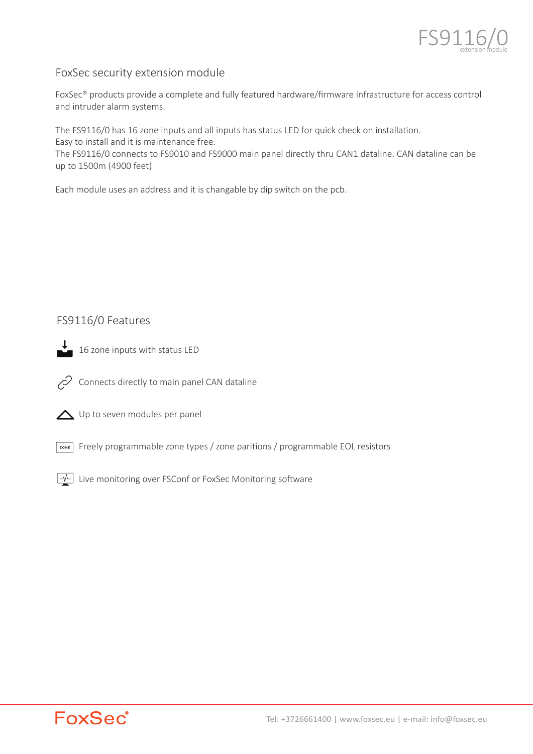# FS9116/0

extension module

## FoxSec security extension module

FoxSec® products provide a complete and fully featured hardware/firmware infrastructure for access control and intruder alarm systems.

The FS9116/0 has 16 zone inputs and all inputs has status LED for quick check on installation.
Easy to install and it is maintenance free.
The FS9116/0 connects to FS9010 and FS9000 main panel directly thru CAN1 dataline. CAN dataline can be up to 1500m (4900 feet)

Each module uses an address and it is changable by dip switch on the pcb.

## FS9116/0 Features

- 16 zone inputs with status LED
- Connects directly to main panel CAN dataline
- Up to seven modules per panel
- Freely programmable zone types / zone paritions / programmable EOL resistors
- Live monitoring over FSConf or FoxSec Monitoring software

FoxSec®

Tel: +3726661400 | www.foxsec.eu | e-mail: info@foxsec.eu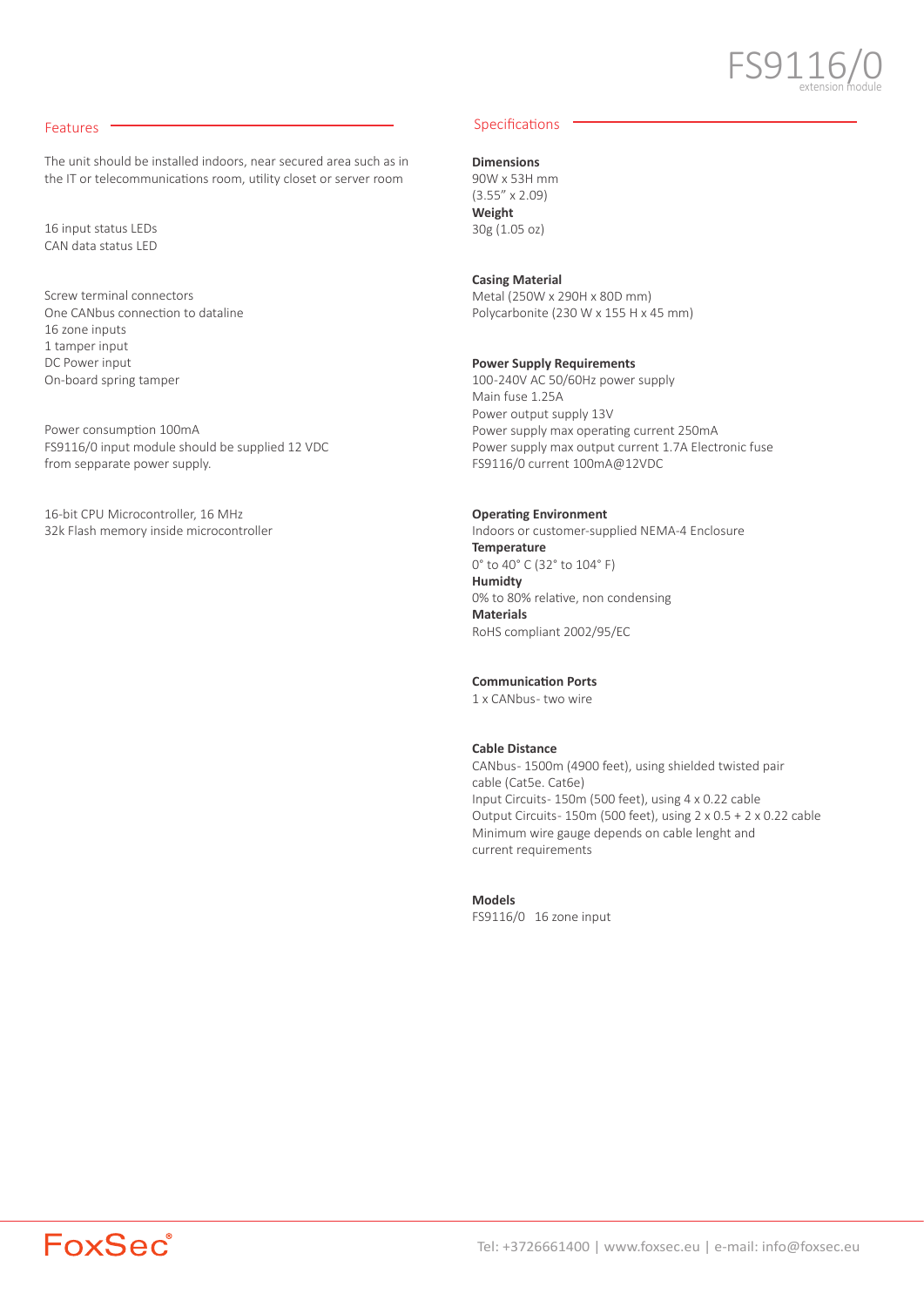# FS9116/0

extension module

## Features

The unit should be installed indoors, near secured area such as in the IT or telecommunications room, utility closet or server room

16 input status LEDs
CAN data status LED

Screw terminal connectors
One CANbus connection to dataline
16 zone inputs
1 tamper input
DC Power input
On-board spring tamper

Power consumption 100mA
FS9116/0 input module should be supplied 12 VDC from sepparate power supply.

16-bit CPU Microcontroller, 16 MHz
32k Flash memory inside microcontroller

## Specifications

**Dimensions**
90W x 53H mm
(3.55" x 2.09)
**Weight**
30g (1.05 oz)

**Casing Material**
Metal (250W x 290H x 80D mm)
Polycarbonite (230 W x 155 H x 45 mm)

**Power Supply Requirements**
100-240V AC 50/60Hz power supply
Main fuse 1.25A
Power output supply 13V
Power supply max operating current 250mA
Power supply max output current 1.7A Electronic fuse
FS9116/0 current 100mA@12VDC

**Operating Environment**
Indoors or customer-supplied NEMA-4 Enclosure
**Temperature**
0° to 40° C (32° to 104° F)
**Humidty**
0% to 80% relative, non condensing
**Materials**
RoHS compliant 2002/95/EC

**Communication Ports**
1 x CANbus- two wire

**Cable Distance**
CANbus- 1500m (4900 feet), using shielded twisted pair cable (Cat5e. Cat6e)
Input Circuits- 150m (500 feet), using 4 x 0.22 cable
Output Circuits- 150m (500 feet), using 2 x 0.5 + 2 x 0.22 cable
Minimum wire gauge depends on cable lenght and current requirements

**Models**
FS9116/0 16 zone input

FoxSec®

Tel: +3726661400 | www.foxsec.eu | e-mail: info@foxsec.eu